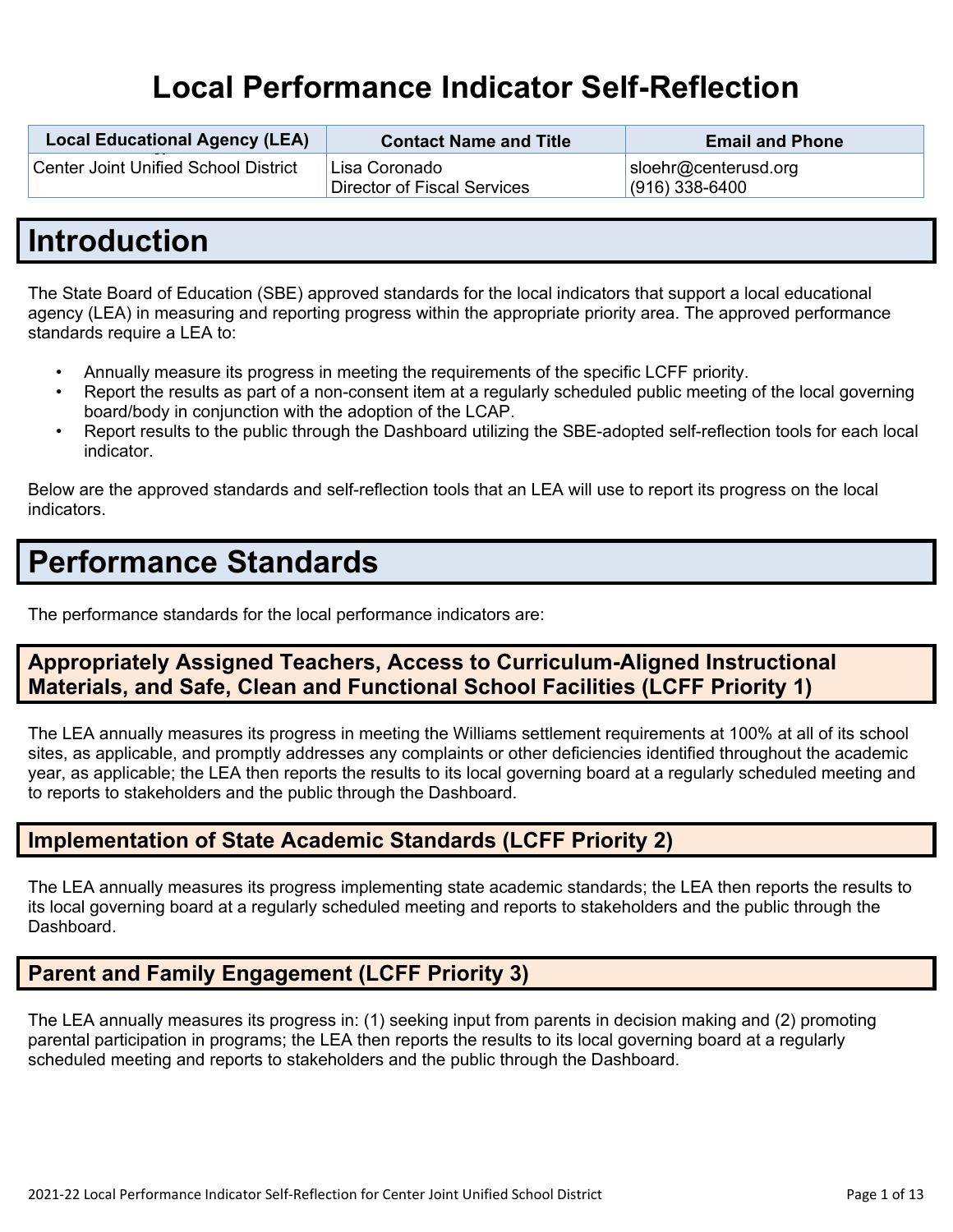# Local Performance Indicator Self-Reflection

| Local Educational Agency (LEA) | Contact Name and Title | Email and Phone |
|---|---|---|
| Center Joint Unified School District | Lisa Coronado<br>Director of Fiscal Services | sloehr@centerusd.org<br>(916) 338-6400 |

# Introduction

The State Board of Education (SBE) approved standards for the local indicators that support a local educational agency (LEA) in measuring and reporting progress within the appropriate priority area. The approved performance standards require a LEA to:

- Annually measure its progress in meeting the requirements of the specific LCFF priority.
- Report the results as part of a non-consent item at a regularly scheduled public meeting of the local governing board/body in conjunction with the adoption of the LCAP.
- Report results to the public through the Dashboard utilizing the SBE-adopted self-reflection tools for each local indicator.

Below are the approved standards and self-reflection tools that an LEA will use to report its progress on the local indicators.

# Performance Standards

The performance standards for the local performance indicators are:

## Appropriately Assigned Teachers, Access to Curriculum-Aligned Instructional Materials, and Safe, Clean and Functional School Facilities (LCFF Priority 1)

The LEA annually measures its progress in meeting the Williams settlement requirements at 100% at all of its school sites, as applicable, and promptly addresses any complaints or other deficiencies identified throughout the academic year, as applicable; the LEA then reports the results to its local governing board at a regularly scheduled meeting and to reports to stakeholders and the public through the Dashboard.

## Implementation of State Academic Standards (LCFF Priority 2)

The LEA annually measures its progress implementing state academic standards; the LEA then reports the results to its local governing board at a regularly scheduled meeting and reports to stakeholders and the public through the Dashboard.

## Parent and Family Engagement (LCFF Priority 3)

The LEA annually measures its progress in: (1) seeking input from parents in decision making and (2) promoting parental participation in programs; the LEA then reports the results to its local governing board at a regularly scheduled meeting and reports to stakeholders and the public through the Dashboard.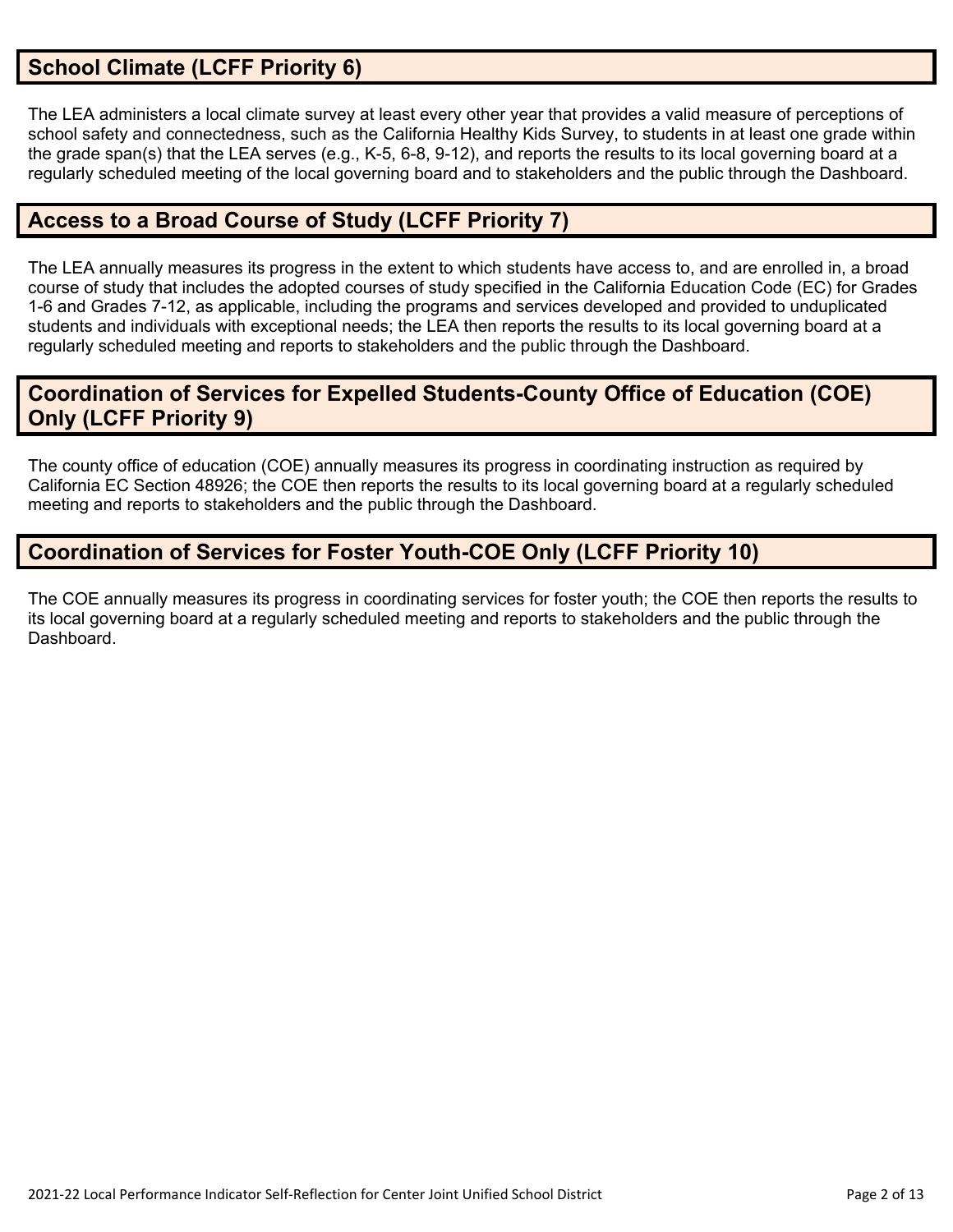## School Climate (LCFF Priority 6)

The LEA administers a local climate survey at least every other year that provides a valid measure of perceptions of school safety and connectedness, such as the California Healthy Kids Survey, to students in at least one grade within the grade span(s) that the LEA serves (e.g., K-5, 6-8, 9-12), and reports the results to its local governing board at a regularly scheduled meeting of the local governing board and to stakeholders and the public through the Dashboard.

## Access to a Broad Course of Study (LCFF Priority 7)

The LEA annually measures its progress in the extent to which students have access to, and are enrolled in, a broad course of study that includes the adopted courses of study specified in the California Education Code (EC) for Grades 1-6 and Grades 7-12, as applicable, including the programs and services developed and provided to unduplicated students and individuals with exceptional needs; the LEA then reports the results to its local governing board at a regularly scheduled meeting and reports to stakeholders and the public through the Dashboard.

## Coordination of Services for Expelled Students-County Office of Education (COE) Only (LCFF Priority 9)

The county office of education (COE) annually measures its progress in coordinating instruction as required by California EC Section 48926; the COE then reports the results to its local governing board at a regularly scheduled meeting and reports to stakeholders and the public through the Dashboard.

## Coordination of Services for Foster Youth-COE Only (LCFF Priority 10)

The COE annually measures its progress in coordinating services for foster youth; the COE then reports the results to its local governing board at a regularly scheduled meeting and reports to stakeholders and the public through the Dashboard.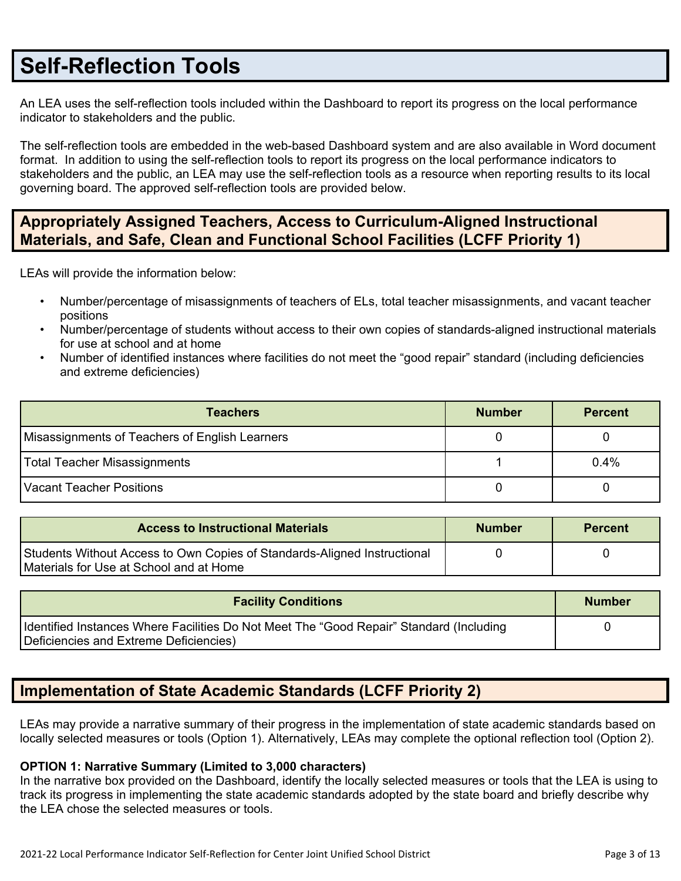# Self-Reflection Tools

An LEA uses the self-reflection tools included within the Dashboard to report its progress on the local performance indicator to stakeholders and the public.

The self-reflection tools are embedded in the web-based Dashboard system and are also available in Word document format. In addition to using the self-reflection tools to report its progress on the local performance indicators to stakeholders and the public, an LEA may use the self-reflection tools as a resource when reporting results to its local governing board. The approved self-reflection tools are provided below.

## Appropriately Assigned Teachers, Access to Curriculum-Aligned Instructional Materials, and Safe, Clean and Functional School Facilities (LCFF Priority 1)

LEAs will provide the information below:

- Number/percentage of misassignments of teachers of ELs, total teacher misassignments, and vacant teacher positions
- Number/percentage of students without access to their own copies of standards-aligned instructional materials for use at school and at home
- Number of identified instances where facilities do not meet the "good repair" standard (including deficiencies and extreme deficiencies)

| Teachers | Number | Percent |
|---|---|---|
| Misassignments of Teachers of English Learners | 0 | 0 |
| Total Teacher Misassignments | 1 | 0.4% |
| Vacant Teacher Positions | 0 | 0 |

| Access to Instructional Materials | Number | Percent |
|---|---|---|
| Students Without Access to Own Copies of Standards-Aligned Instructional Materials for Use at School and at Home | 0 | 0 |

| Facility Conditions | Number |
|---|---|
| Identified Instances Where Facilities Do Not Meet The "Good Repair" Standard (Including Deficiencies and Extreme Deficiencies) | 0 |

## Implementation of State Academic Standards (LCFF Priority 2)

LEAs may provide a narrative summary of their progress in the implementation of state academic standards based on locally selected measures or tools (Option 1). Alternatively, LEAs may complete the optional reflection tool (Option 2).

**OPTION 1: Narrative Summary (Limited to 3,000 characters)**

In the narrative box provided on the Dashboard, identify the locally selected measures or tools that the LEA is using to track its progress in implementing the state academic standards adopted by the state board and briefly describe why the LEA chose the selected measures or tools.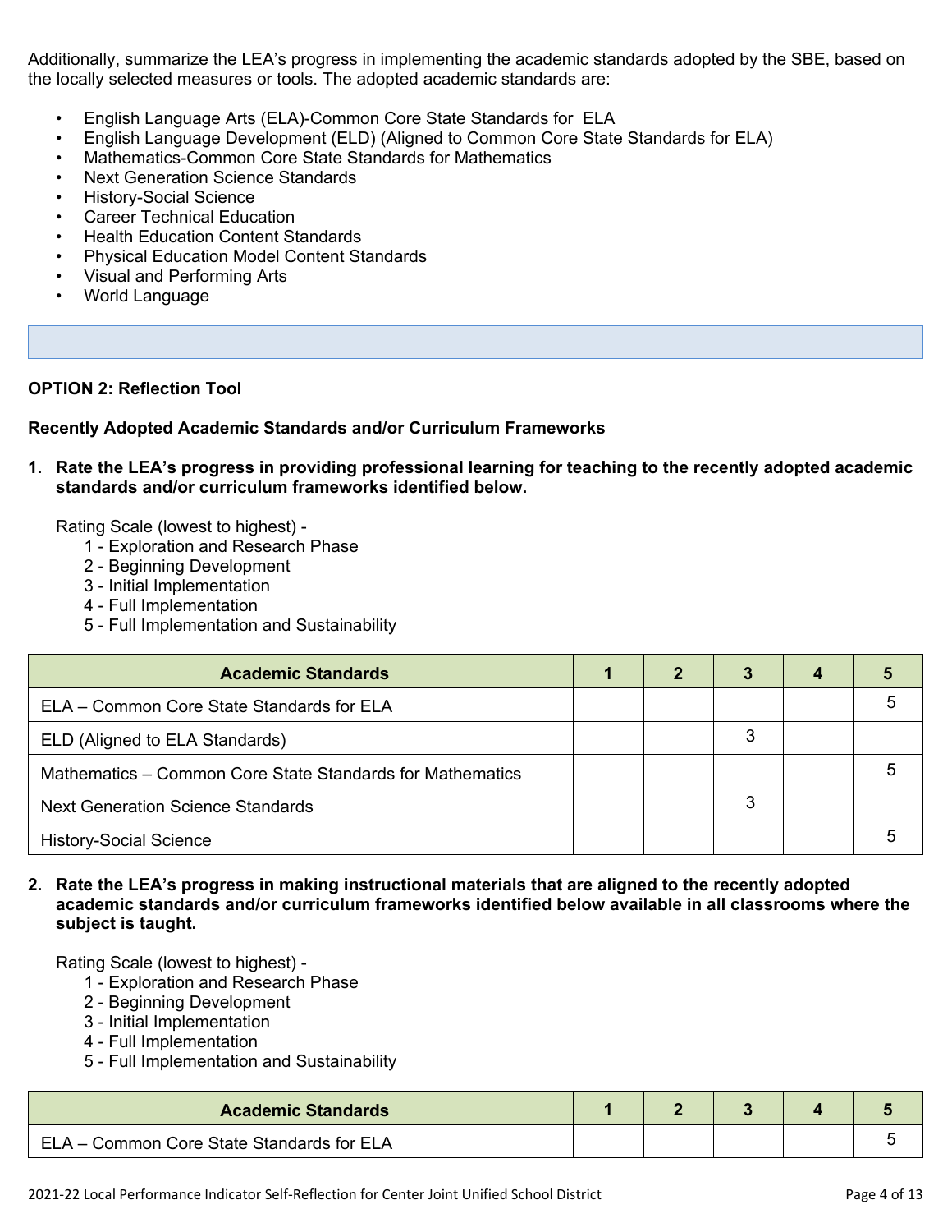Additionally, summarize the LEA's progress in implementing the academic standards adopted by the SBE, based on the locally selected measures or tools. The adopted academic standards are:

- English Language Arts (ELA)-Common Core State Standards for ELA
- English Language Development (ELD) (Aligned to Common Core State Standards for ELA)
- Mathematics-Common Core State Standards for Mathematics
- Next Generation Science Standards
- History-Social Science
- Career Technical Education
- Health Education Content Standards
- Physical Education Model Content Standards
- Visual and Performing Arts
- World Language

**OPTION 2: Reflection Tool**

**Recently Adopted Academic Standards and/or Curriculum Frameworks**

**1. Rate the LEA's progress in providing professional learning for teaching to the recently adopted academic standards and/or curriculum frameworks identified below.**

Rating Scale (lowest to highest) -
1 - Exploration and Research Phase
2 - Beginning Development
3 - Initial Implementation
4 - Full Implementation
5 - Full Implementation and Sustainability

| Academic Standards | 1 | 2 | 3 | 4 | 5 |
|---|---|---|---|---|---|
| ELA – Common Core State Standards for ELA | | | | | 5 |
| ELD (Aligned to ELA Standards) | | | 3 | | |
| Mathematics – Common Core State Standards for Mathematics | | | | | 5 |
| Next Generation Science Standards | | | 3 | | |
| History-Social Science | | | | | 5 |

**2. Rate the LEA's progress in making instructional materials that are aligned to the recently adopted academic standards and/or curriculum frameworks identified below available in all classrooms where the subject is taught.**

Rating Scale (lowest to highest) -
1 - Exploration and Research Phase
2 - Beginning Development
3 - Initial Implementation
4 - Full Implementation
5 - Full Implementation and Sustainability

| Academic Standards | 1 | 2 | 3 | 4 | 5 |
|---|---|---|---|---|---|
| ELA – Common Core State Standards for ELA | | | | | 5 |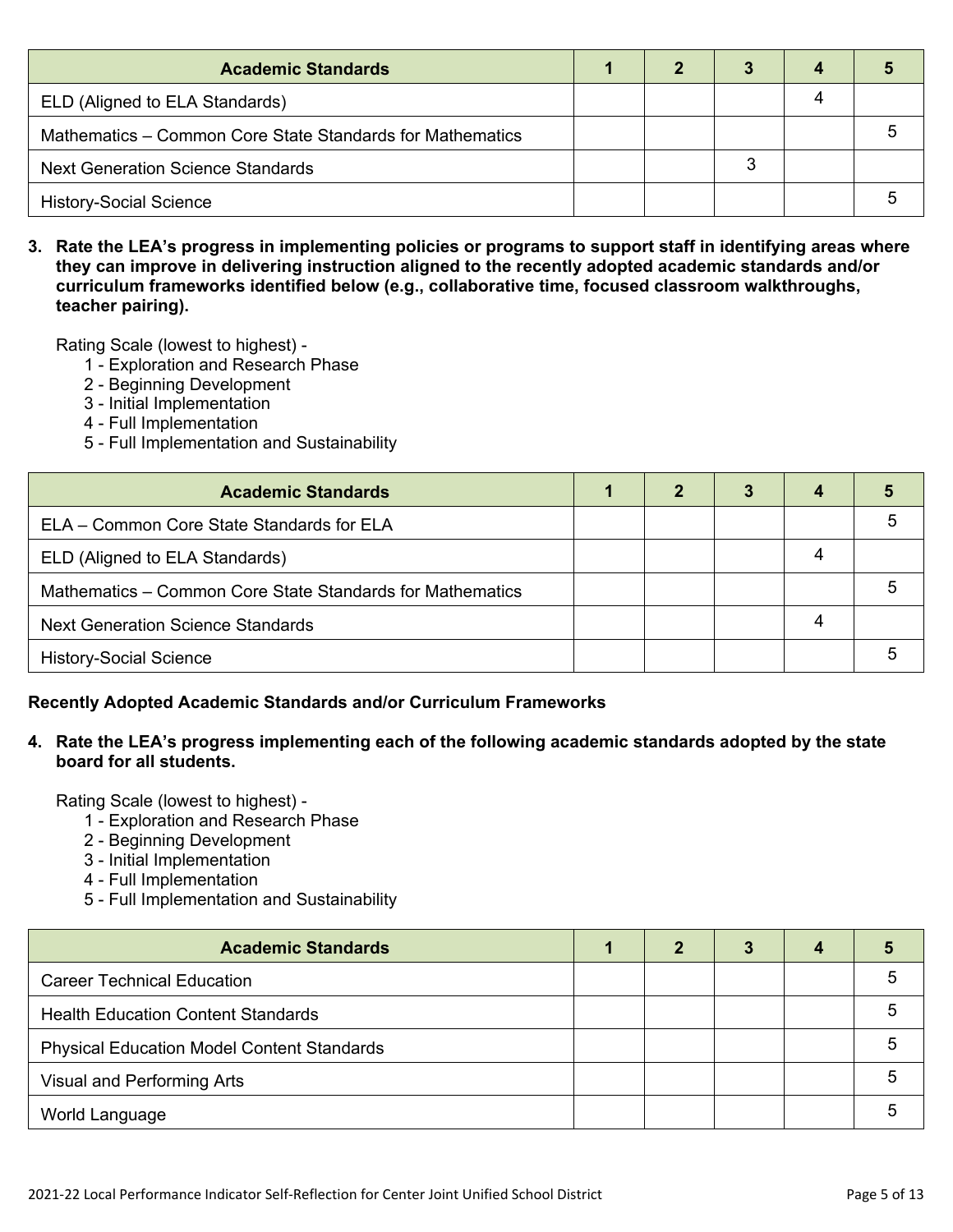| Academic Standards | 1 | 2 | 3 | 4 | 5 |
|---|---|---|---|---|---|
| ELD (Aligned to ELA Standards) | | | | 4 | |
| Mathematics – Common Core State Standards for Mathematics | | | | | 5 |
| Next Generation Science Standards | | | 3 | | |
| History-Social Science | | | | | 5 |

**3. Rate the LEA's progress in implementing policies or programs to support staff in identifying areas where they can improve in delivering instruction aligned to the recently adopted academic standards and/or curriculum frameworks identified below (e.g., collaborative time, focused classroom walkthroughs, teacher pairing).**

Rating Scale (lowest to highest) -

1 - Exploration and Research Phase
2 - Beginning Development
3 - Initial Implementation
4 - Full Implementation
5 - Full Implementation and Sustainability

| Academic Standards | 1 | 2 | 3 | 4 | 5 |
|---|---|---|---|---|---|
| ELA – Common Core State Standards for ELA | | | | | 5 |
| ELD (Aligned to ELA Standards) | | | | 4 | |
| Mathematics – Common Core State Standards for Mathematics | | | | | 5 |
| Next Generation Science Standards | | | | 4 | |
| History-Social Science | | | | | 5 |

**Recently Adopted Academic Standards and/or Curriculum Frameworks**

**4. Rate the LEA's progress implementing each of the following academic standards adopted by the state board for all students.**

Rating Scale (lowest to highest) -

1 - Exploration and Research Phase
2 - Beginning Development
3 - Initial Implementation
4 - Full Implementation
5 - Full Implementation and Sustainability

| Academic Standards | 1 | 2 | 3 | 4 | 5 |
|---|---|---|---|---|---|
| Career Technical Education | | | | | 5 |
| Health Education Content Standards | | | | | 5 |
| Physical Education Model Content Standards | | | | | 5 |
| Visual and Performing Arts | | | | | 5 |
| World Language | | | | | 5 |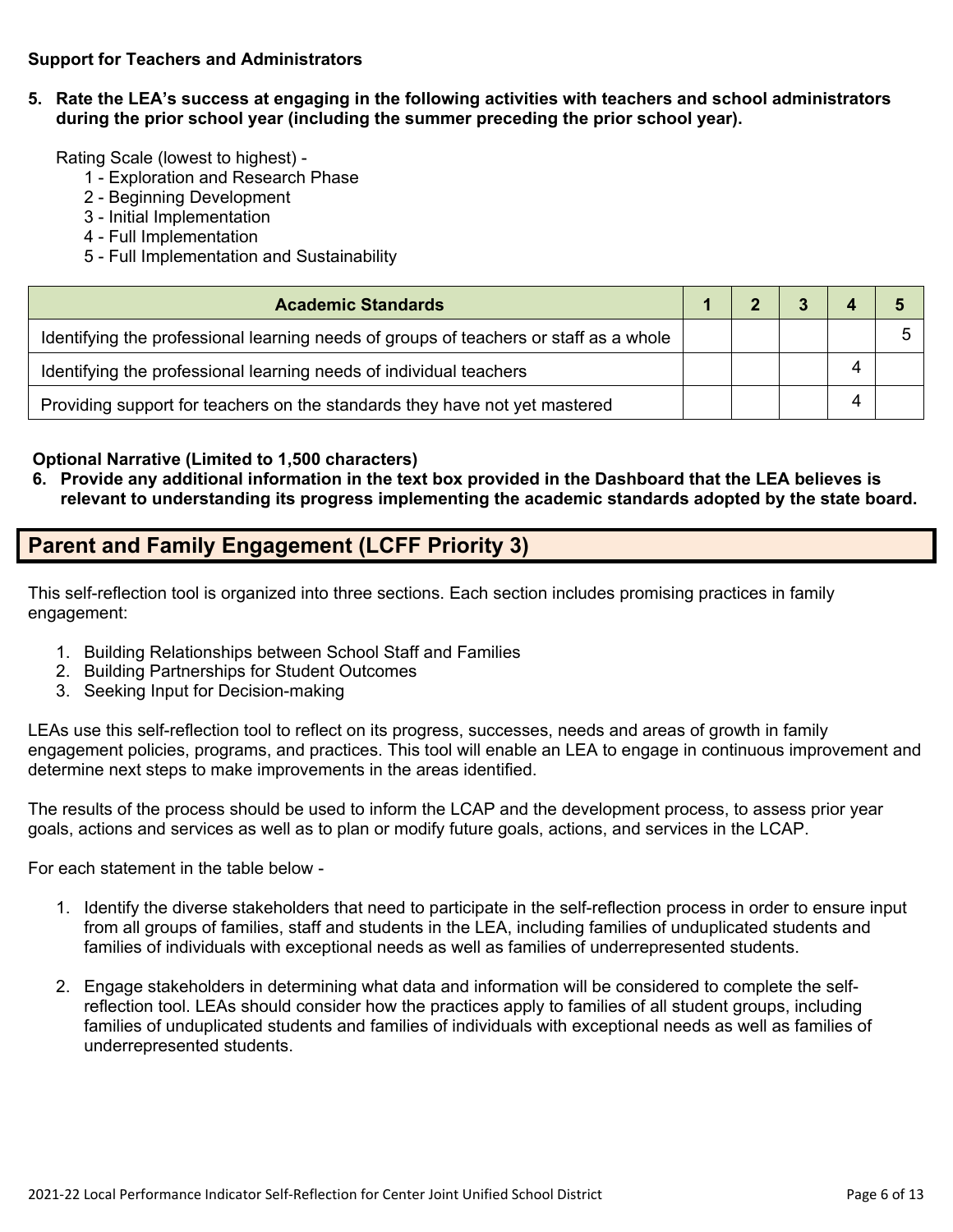**Support for Teachers and Administrators**

**5. Rate the LEA's success at engaging in the following activities with teachers and school administrators during the prior school year (including the summer preceding the prior school year).**

Rating Scale (lowest to highest) -

1 - Exploration and Research Phase
2 - Beginning Development
3 - Initial Implementation
4 - Full Implementation
5 - Full Implementation and Sustainability

| Academic Standards | 1 | 2 | 3 | 4 | 5 |
|---|---|---|---|---|---|
| Identifying the professional learning needs of groups of teachers or staff as a whole | | | | | 5 |
| Identifying the professional learning needs of individual teachers | | | | 4 | |
| Providing support for teachers on the standards they have not yet mastered | | | | 4 | |

**Optional Narrative (Limited to 1,500 characters)**

**6. Provide any additional information in the text box provided in the Dashboard that the LEA believes is relevant to understanding its progress implementing the academic standards adopted by the state board.**

## Parent and Family Engagement (LCFF Priority 3)

This self-reflection tool is organized into three sections. Each section includes promising practices in family engagement:

1. Building Relationships between School Staff and Families
2. Building Partnerships for Student Outcomes
3. Seeking Input for Decision-making

LEAs use this self-reflection tool to reflect on its progress, successes, needs and areas of growth in family engagement policies, programs, and practices. This tool will enable an LEA to engage in continuous improvement and determine next steps to make improvements in the areas identified.

The results of the process should be used to inform the LCAP and the development process, to assess prior year goals, actions and services as well as to plan or modify future goals, actions, and services in the LCAP.

For each statement in the table below -

1. Identify the diverse stakeholders that need to participate in the self-reflection process in order to ensure input from all groups of families, staff and students in the LEA, including families of unduplicated students and families of individuals with exceptional needs as well as families of underrepresented students.

2. Engage stakeholders in determining what data and information will be considered to complete the self-reflection tool. LEAs should consider how the practices apply to families of all student groups, including families of unduplicated students and families of individuals with exceptional needs as well as families of underrepresented students.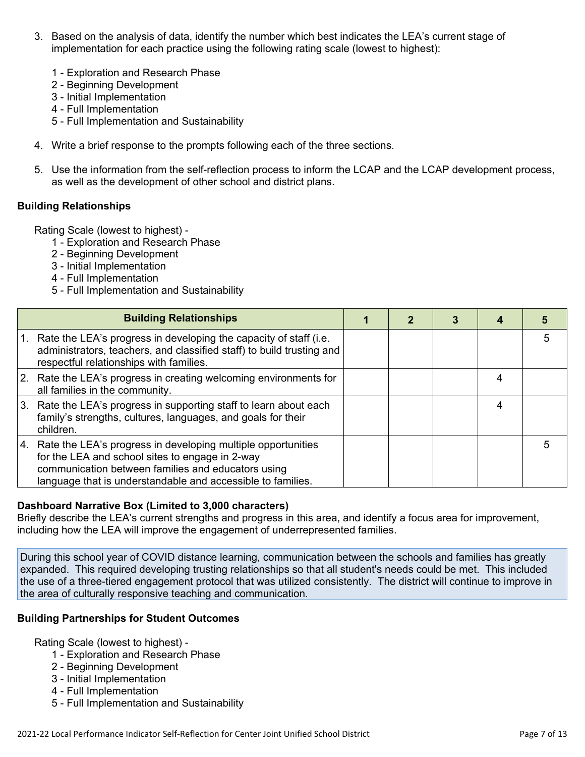3. Based on the analysis of data, identify the number which best indicates the LEA's current stage of implementation for each practice using the following rating scale (lowest to highest):

   1 - Exploration and Research Phase
   2 - Beginning Development
   3 - Initial Implementation
   4 - Full Implementation
   5 - Full Implementation and Sustainability

4. Write a brief response to the prompts following each of the three sections.

5. Use the information from the self-reflection process to inform the LCAP and the LCAP development process, as well as the development of other school and district plans.

**Building Relationships**

Rating Scale (lowest to highest) -
1 - Exploration and Research Phase
2 - Beginning Development
3 - Initial Implementation
4 - Full Implementation
5 - Full Implementation and Sustainability

| Building Relationships | 1 | 2 | 3 | 4 | 5 |
|---|---|---|---|---|---|
| 1. Rate the LEA's progress in developing the capacity of staff (i.e. administrators, teachers, and classified staff) to build trusting and respectful relationships with families. | | | | | 5 |
| 2. Rate the LEA's progress in creating welcoming environments for all families in the community. | | | | 4 | |
| 3. Rate the LEA's progress in supporting staff to learn about each family's strengths, cultures, languages, and goals for their children. | | | | 4 | |
| 4. Rate the LEA's progress in developing multiple opportunities for the LEA and school sites to engage in 2-way communication between families and educators using language that is understandable and accessible to families. | | | | | 5 |

**Dashboard Narrative Box (Limited to 3,000 characters)**
Briefly describe the LEA's current strengths and progress in this area, and identify a focus area for improvement, including how the LEA will improve the engagement of underrepresented families.

During this school year of COVID distance learning, communication between the schools and families has greatly expanded. This required developing trusting relationships so that all student's needs could be met. This included the use of a three-tiered engagement protocol that was utilized consistently. The district will continue to improve in the area of culturally responsive teaching and communication.

**Building Partnerships for Student Outcomes**

Rating Scale (lowest to highest) -
1 - Exploration and Research Phase
2 - Beginning Development
3 - Initial Implementation
4 - Full Implementation
5 - Full Implementation and Sustainability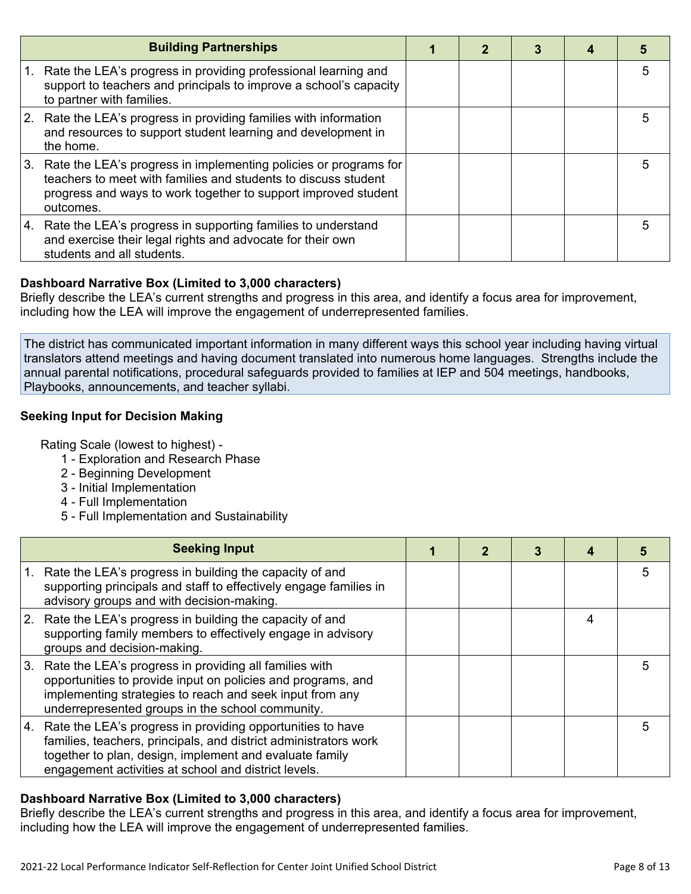| Building Partnerships | 1 | 2 | 3 | 4 | 5 |
|---|---|---|---|---|---|
| 1. Rate the LEA's progress in providing professional learning and support to teachers and principals to improve a school's capacity to partner with families. | | | | | 5 |
| 2. Rate the LEA's progress in providing families with information and resources to support student learning and development in the home. | | | | | 5 |
| 3. Rate the LEA's progress in implementing policies or programs for teachers to meet with families and students to discuss student progress and ways to work together to support improved student outcomes. | | | | | 5 |
| 4. Rate the LEA's progress in supporting families to understand and exercise their legal rights and advocate for their own students and all students. | | | | | 5 |

**Dashboard Narrative Box (Limited to 3,000 characters)**

Briefly describe the LEA's current strengths and progress in this area, and identify a focus area for improvement, including how the LEA will improve the engagement of underrepresented families.

The district has communicated important information in many different ways this school year including having virtual translators attend meetings and having document translated into numerous home languages. Strengths include the annual parental notifications, procedural safeguards provided to families at IEP and 504 meetings, handbooks, Playbooks, announcements, and teacher syllabi.

**Seeking Input for Decision Making**

Rating Scale (lowest to highest) -

1 - Exploration and Research Phase
2 - Beginning Development
3 - Initial Implementation
4 - Full Implementation
5 - Full Implementation and Sustainability

| Seeking Input | 1 | 2 | 3 | 4 | 5 |
|---|---|---|---|---|---|
| 1. Rate the LEA's progress in building the capacity of and supporting principals and staff to effectively engage families in advisory groups and with decision-making. | | | | | 5 |
| 2. Rate the LEA's progress in building the capacity of and supporting family members to effectively engage in advisory groups and decision-making. | | | | 4 | |
| 3. Rate the LEA's progress in providing all families with opportunities to provide input on policies and programs, and implementing strategies to reach and seek input from any underrepresented groups in the school community. | | | | | 5 |
| 4. Rate the LEA's progress in providing opportunities to have families, teachers, principals, and district administrators work together to plan, design, implement and evaluate family engagement activities at school and district levels. | | | | | 5 |

**Dashboard Narrative Box (Limited to 3,000 characters)**

Briefly describe the LEA's current strengths and progress in this area, and identify a focus area for improvement, including how the LEA will improve the engagement of underrepresented families.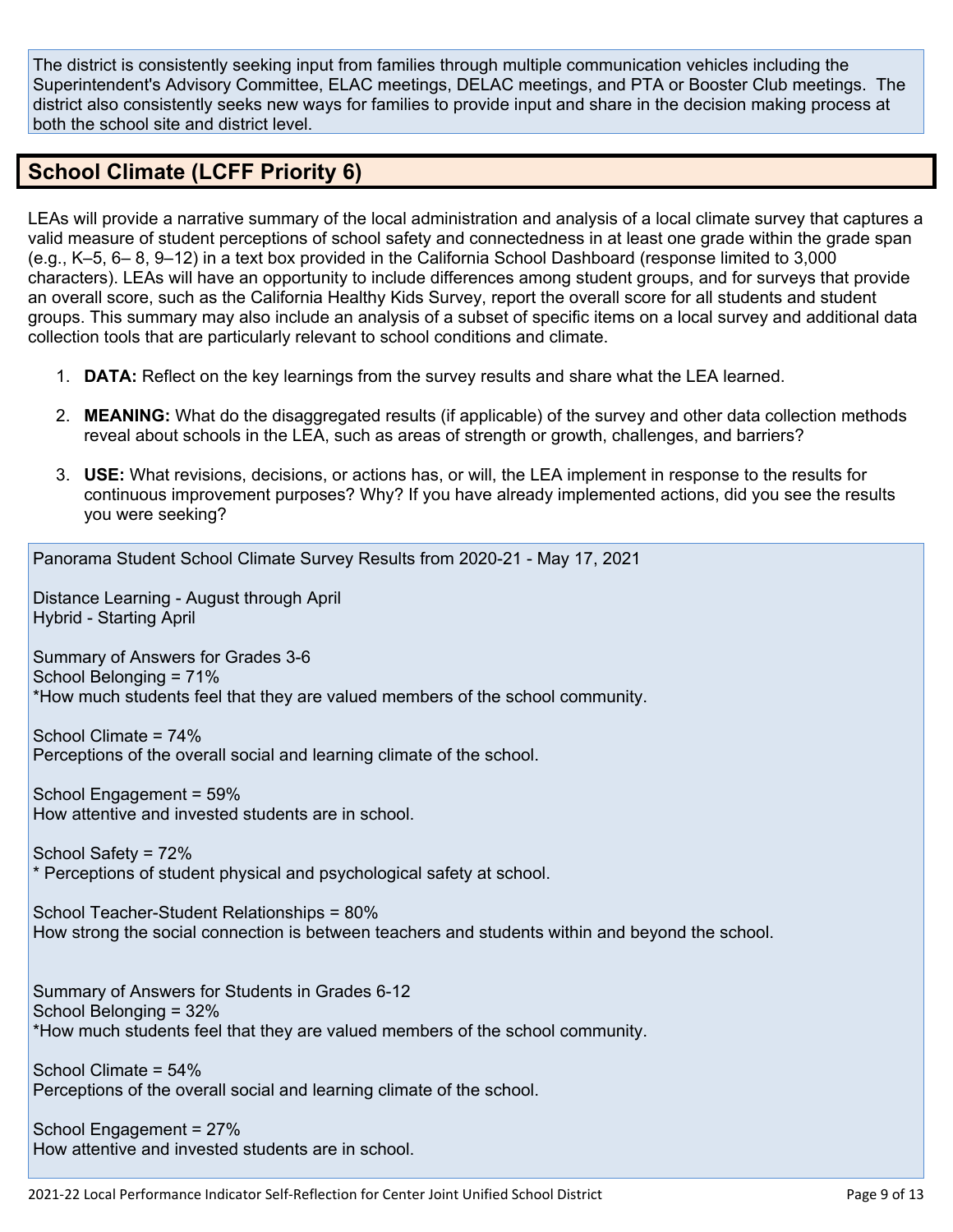The district is consistently seeking input from families through multiple communication vehicles including the Superintendent's Advisory Committee, ELAC meetings, DELAC meetings, and PTA or Booster Club meetings. The district also consistently seeks new ways for families to provide input and share in the decision making process at both the school site and district level.

## School Climate (LCFF Priority 6)

LEAs will provide a narrative summary of the local administration and analysis of a local climate survey that captures a valid measure of student perceptions of school safety and connectedness in at least one grade within the grade span (e.g., K–5, 6– 8, 9–12) in a text box provided in the California School Dashboard (response limited to 3,000 characters). LEAs will have an opportunity to include differences among student groups, and for surveys that provide an overall score, such as the California Healthy Kids Survey, report the overall score for all students and student groups. This summary may also include an analysis of a subset of specific items on a local survey and additional data collection tools that are particularly relevant to school conditions and climate.

1. **DATA:** Reflect on the key learnings from the survey results and share what the LEA learned.
2. **MEANING:** What do the disaggregated results (if applicable) of the survey and other data collection methods reveal about schools in the LEA, such as areas of strength or growth, challenges, and barriers?
3. **USE:** What revisions, decisions, or actions has, or will, the LEA implement in response to the results for continuous improvement purposes? Why? If you have already implemented actions, did you see the results you were seeking?

Panorama Student School Climate Survey Results from 2020-21 - May 17, 2021

Distance Learning - August through April
Hybrid - Starting April

Summary of Answers for Grades 3-6
School Belonging = 71%
*How much students feel that they are valued members of the school community.

School Climate = 74%
Perceptions of the overall social and learning climate of the school.

School Engagement = 59%
How attentive and invested students are in school.

School Safety = 72%
* Perceptions of student physical and psychological safety at school.

School Teacher-Student Relationships = 80%
How strong the social connection is between teachers and students within and beyond the school.

Summary of Answers for Students in Grades 6-12
School Belonging = 32%
*How much students feel that they are valued members of the school community.

School Climate = 54%
Perceptions of the overall social and learning climate of the school.

School Engagement = 27%
How attentive and invested students are in school.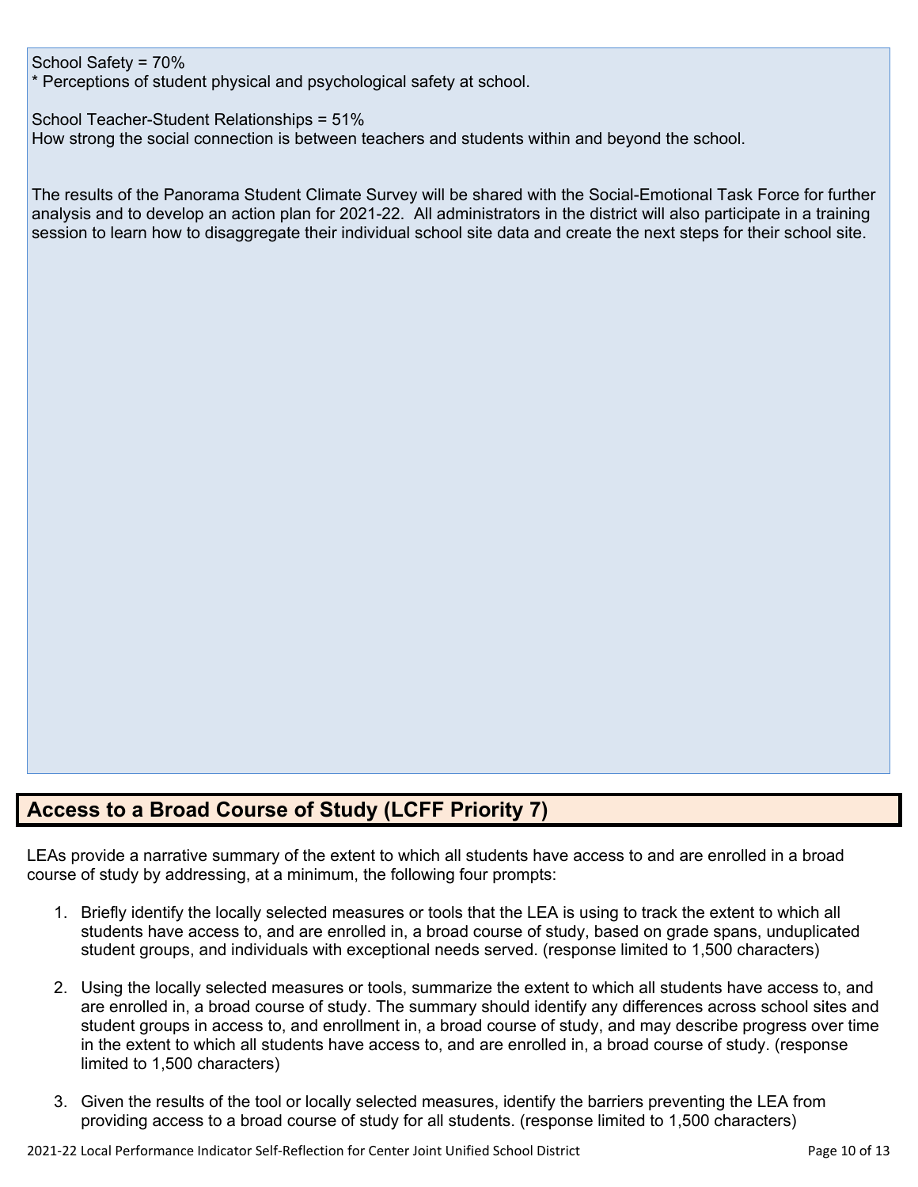School Safety = 70%
* Perceptions of student physical and psychological safety at school.

School Teacher-Student Relationships = 51%
How strong the social connection is between teachers and students within and beyond the school.

The results of the Panorama Student Climate Survey will be shared with the Social-Emotional Task Force for further analysis and to develop an action plan for 2021-22. All administrators in the district will also participate in a training session to learn how to disaggregate their individual school site data and create the next steps for their school site.

## Access to a Broad Course of Study (LCFF Priority 7)

LEAs provide a narrative summary of the extent to which all students have access to and are enrolled in a broad course of study by addressing, at a minimum, the following four prompts:

1. Briefly identify the locally selected measures or tools that the LEA is using to track the extent to which all students have access to, and are enrolled in, a broad course of study, based on grade spans, unduplicated student groups, and individuals with exceptional needs served. (response limited to 1,500 characters)

2. Using the locally selected measures or tools, summarize the extent to which all students have access to, and are enrolled in, a broad course of study. The summary should identify any differences across school sites and student groups in access to, and enrollment in, a broad course of study, and may describe progress over time in the extent to which all students have access to, and are enrolled in, a broad course of study. (response limited to 1,500 characters)

3. Given the results of the tool or locally selected measures, identify the barriers preventing the LEA from providing access to a broad course of study for all students. (response limited to 1,500 characters)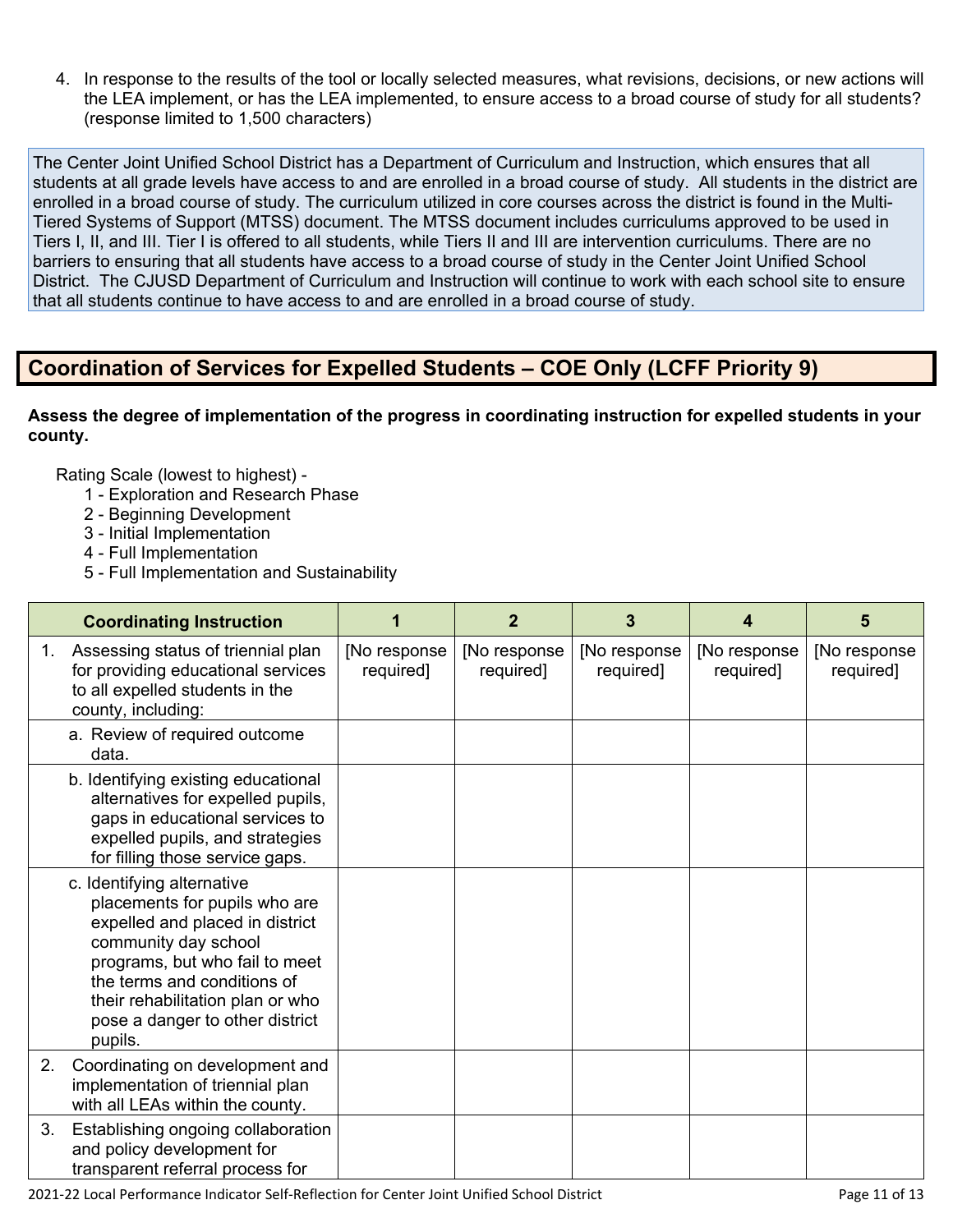4. In response to the results of the tool or locally selected measures, what revisions, decisions, or new actions will the LEA implement, or has the LEA implemented, to ensure access to a broad course of study for all students? (response limited to 1,500 characters)

The Center Joint Unified School District has a Department of Curriculum and Instruction, which ensures that all students at all grade levels have access to and are enrolled in a broad course of study. All students in the district are enrolled in a broad course of study. The curriculum utilized in core courses across the district is found in the Multi-Tiered Systems of Support (MTSS) document. The MTSS document includes curriculums approved to be used in Tiers I, II, and III. Tier I is offered to all students, while Tiers II and III are intervention curriculums. There are no barriers to ensuring that all students have access to a broad course of study in the Center Joint Unified School District. The CJUSD Department of Curriculum and Instruction will continue to work with each school site to ensure that all students continue to have access to and are enrolled in a broad course of study.

## Coordination of Services for Expelled Students – COE Only (LCFF Priority 9)

**Assess the degree of implementation of the progress in coordinating instruction for expelled students in your county.**

Rating Scale (lowest to highest) -

1 - Exploration and Research Phase
2 - Beginning Development
3 - Initial Implementation
4 - Full Implementation
5 - Full Implementation and Sustainability

| Coordinating Instruction | 1 | 2 | 3 | 4 | 5 |
|---|---|---|---|---|---|
| 1. Assessing status of triennial plan for providing educational services to all expelled students in the county, including: | [No response required] | [No response required] | [No response required] | [No response required] | [No response required] |
| a. Review of required outcome data. | | | | | |
| b. Identifying existing educational alternatives for expelled pupils, gaps in educational services to expelled pupils, and strategies for filling those service gaps. | | | | | |
| c. Identifying alternative placements for pupils who are expelled and placed in district community day school programs, but who fail to meet the terms and conditions of their rehabilitation plan or who pose a danger to other district pupils. | | | | | |
| 2. Coordinating on development and implementation of triennial plan with all LEAs within the county. | | | | | |
| 3. Establishing ongoing collaboration and policy development for transparent referral process for | | | | | |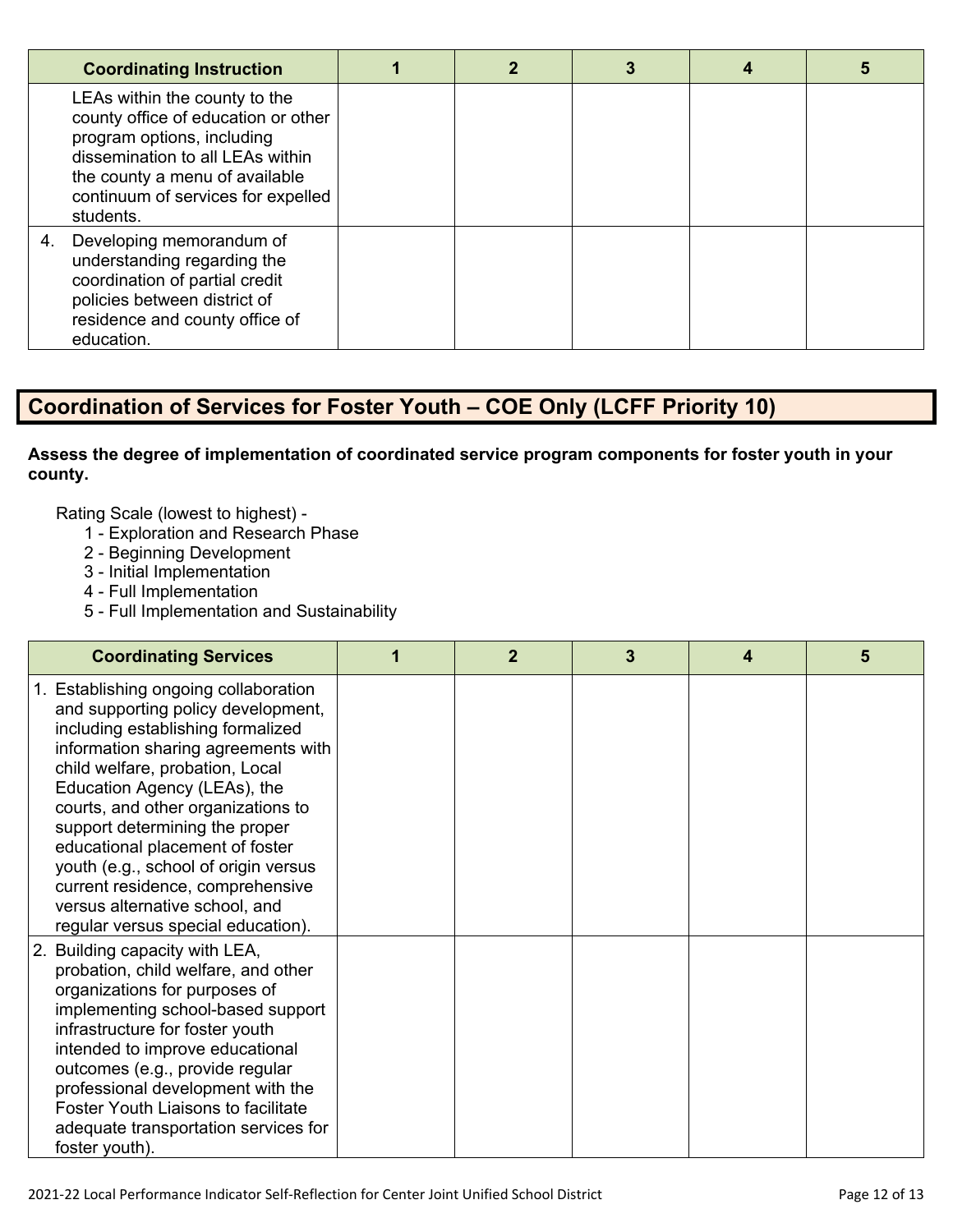| Coordinating Instruction | 1 | 2 | 3 | 4 | 5 |
|---|---|---|---|---|---|
| LEAs within the county to the county office of education or other program options, including dissemination to all LEAs within the county a menu of available continuum of services for expelled students. | | | | | |
| 4. Developing memorandum of understanding regarding the coordination of partial credit policies between district of residence and county office of education. | | | | | |

## Coordination of Services for Foster Youth – COE Only (LCFF Priority 10)

**Assess the degree of implementation of coordinated service program components for foster youth in your county.**

Rating Scale (lowest to highest) -

1 - Exploration and Research Phase
2 - Beginning Development
3 - Initial Implementation
4 - Full Implementation
5 - Full Implementation and Sustainability

| Coordinating Services | 1 | 2 | 3 | 4 | 5 |
|---|---|---|---|---|---|
| 1. Establishing ongoing collaboration and supporting policy development, including establishing formalized information sharing agreements with child welfare, probation, Local Education Agency (LEAs), the courts, and other organizations to support determining the proper educational placement of foster youth (e.g., school of origin versus current residence, comprehensive versus alternative school, and regular versus special education). | | | | | |
| 2. Building capacity with LEA, probation, child welfare, and other organizations for purposes of implementing school-based support infrastructure for foster youth intended to improve educational outcomes (e.g., provide regular professional development with the Foster Youth Liaisons to facilitate adequate transportation services for foster youth). | | | | | |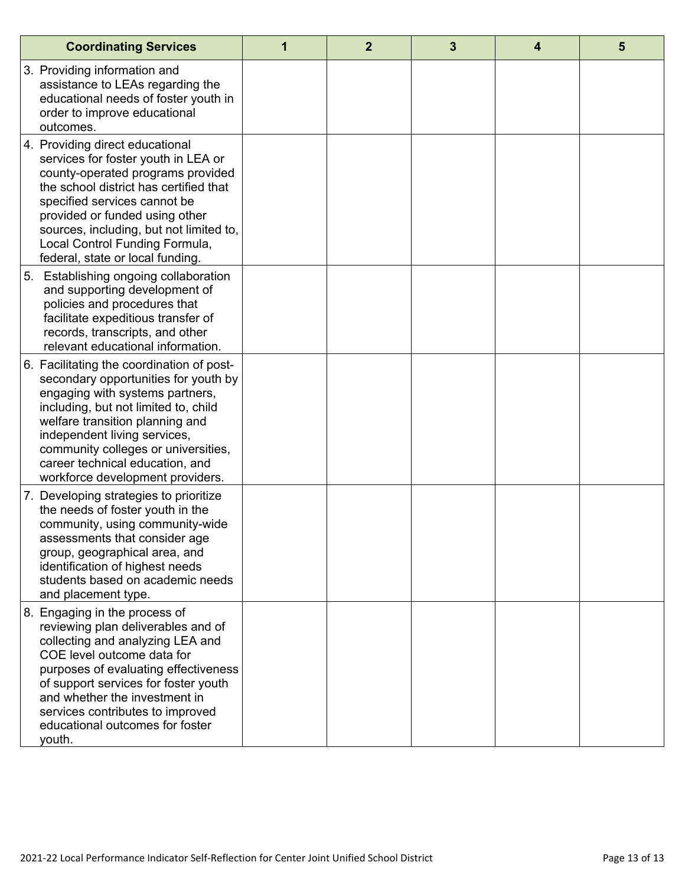| Coordinating Services | 1 | 2 | 3 | 4 | 5 |
|---|---|---|---|---|---|
| 3. Providing information and assistance to LEAs regarding the educational needs of foster youth in order to improve educational outcomes. | | | | | |
| 4. Providing direct educational services for foster youth in LEA or county-operated programs provided the school district has certified that specified services cannot be provided or funded using other sources, including, but not limited to, Local Control Funding Formula, federal, state or local funding. | | | | | |
| 5. Establishing ongoing collaboration and supporting development of policies and procedures that facilitate expeditious transfer of records, transcripts, and other relevant educational information. | | | | | |
| 6. Facilitating the coordination of post-secondary opportunities for youth by engaging with systems partners, including, but not limited to, child welfare transition planning and independent living services, community colleges or universities, career technical education, and workforce development providers. | | | | | |
| 7. Developing strategies to prioritize the needs of foster youth in the community, using community-wide assessments that consider age group, geographical area, and identification of highest needs students based on academic needs and placement type. | | | | | |
| 8. Engaging in the process of reviewing plan deliverables and of collecting and analyzing LEA and COE level outcome data for purposes of evaluating effectiveness of support services for foster youth and whether the investment in services contributes to improved educational outcomes for foster youth. | | | | | |